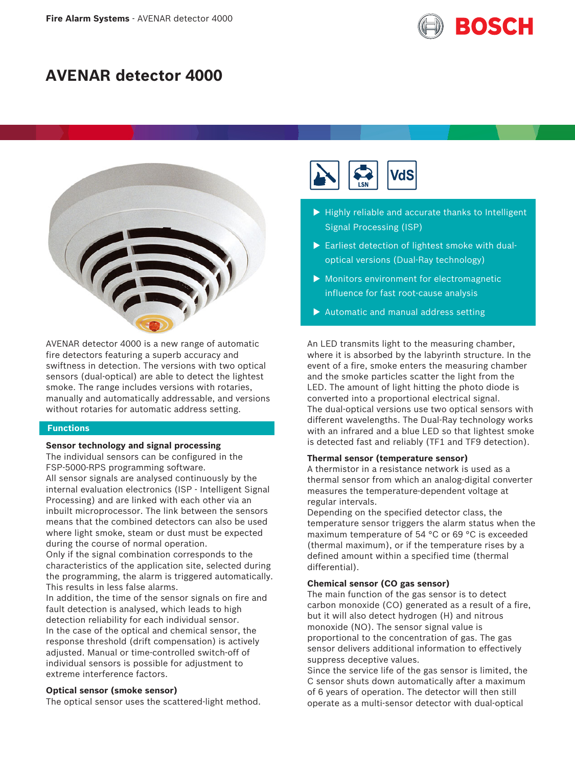# AVENAR detector 4000

- Highly reliable and accurate thanks to Intelligent Signal Processing (ISP)
- Earliest detection of lightest smoke with dual-optical versions (Dual-Ray technology)
- Monitors environment for electromagnetic influence for fast root-cause analysis
- Automatic and manual address setting

AVENAR detector 4000 is a new range of automatic fire detectors featuring a superb accuracy and swiftness in detection. The versions with two optical sensors (dual-optical) are able to detect the lightest smoke. The range includes versions with rotaries, manually and automatically addressable, and versions without rotaries for automatic address setting.

## Functions

### Sensor technology and signal processing

The individual sensors can be configured in the FSP-5000-RPS programming software.
All sensor signals are analysed continuously by the internal evaluation electronics (ISP - Intelligent Signal Processing) and are linked with each other via an inbuilt microprocessor. The link between the sensors means that the combined detectors can also be used where light smoke, steam or dust must be expected during the course of normal operation.
Only if the signal combination corresponds to the characteristics of the application site, selected during the programming, the alarm is triggered automatically. This results in less false alarms.
In addition, the time of the sensor signals on fire and fault detection is analysed, which leads to high detection reliability for each individual sensor.
In the case of the optical and chemical sensor, the response threshold (drift compensation) is actively adjusted. Manual or time-controlled switch-off of individual sensors is possible for adjustment to extreme interference factors.

### Optical sensor (smoke sensor)

The optical sensor uses the scattered-light method. An LED transmits light to the measuring chamber, where it is absorbed by the labyrinth structure. In the event of a fire, smoke enters the measuring chamber and the smoke particles scatter the light from the LED. The amount of light hitting the photo diode is converted into a proportional electrical signal.
The dual-optical versions use two optical sensors with different wavelengths. The Dual-Ray technology works with an infrared and a blue LED so that lightest smoke is detected fast and reliably (TF1 and TF9 detection).

### Thermal sensor (temperature sensor)

A thermistor in a resistance network is used as a thermal sensor from which an analog-digital converter measures the temperature-dependent voltage at regular intervals.
Depending on the specified detector class, the temperature sensor triggers the alarm status when the maximum temperature of 54 °C or 69 °C is exceeded (thermal maximum), or if the temperature rises by a defined amount within a specified time (thermal differential).

### Chemical sensor (CO gas sensor)

The main function of the gas sensor is to detect carbon monoxide (CO) generated as a result of a fire, but it will also detect hydrogen (H) and nitrous monoxide (NO). The sensor signal value is proportional to the concentration of gas. The gas sensor delivers additional information to effectively suppress deceptive values.
Since the service life of the gas sensor is limited, the C sensor shuts down automatically after a maximum of 6 years of operation. The detector will then still operate as a multi-sensor detector with dual-optical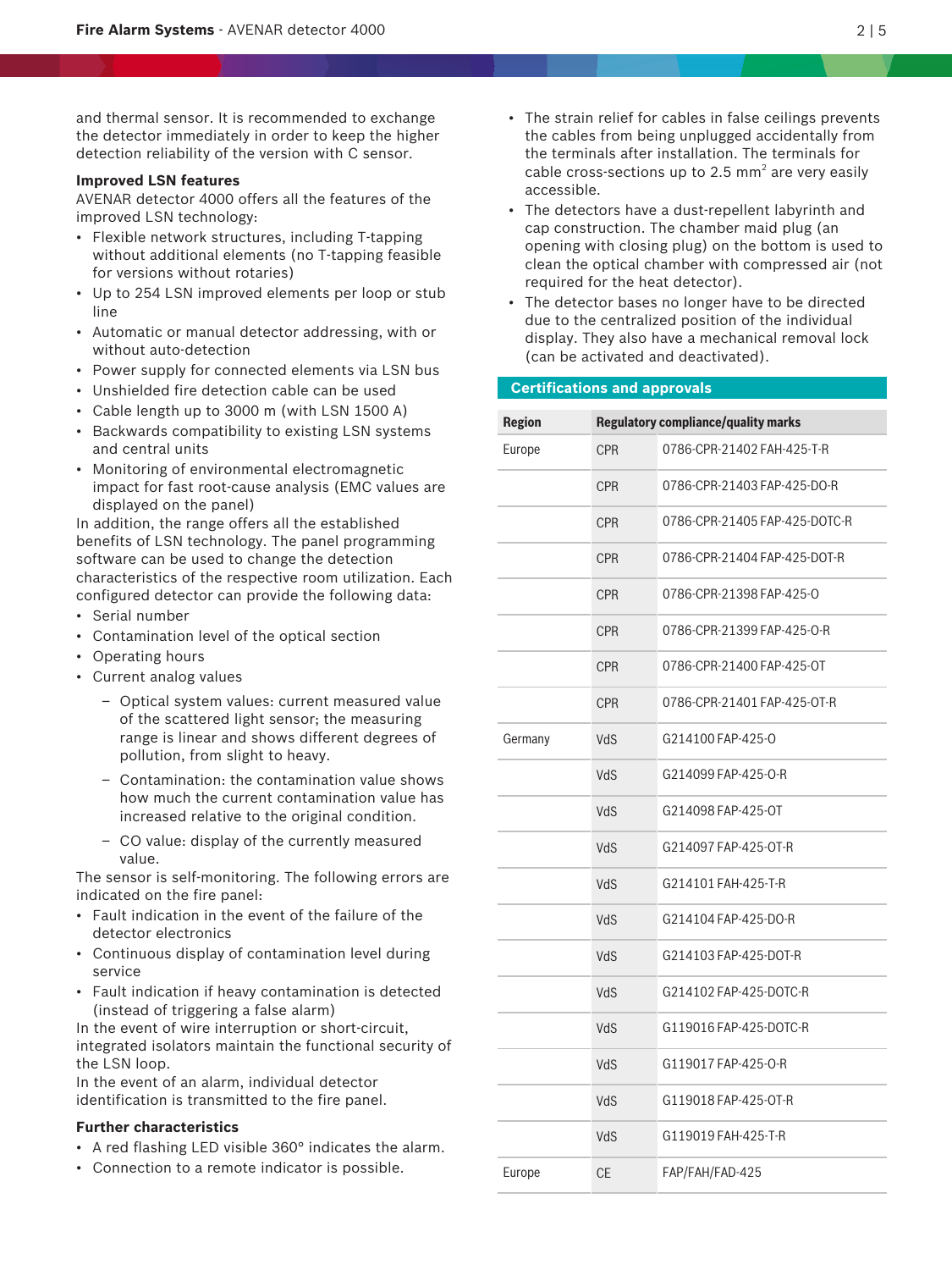and thermal sensor. It is recommended to exchange the detector immediately in order to keep the higher detection reliability of the version with C sensor.

**Improved LSN features**

AVENAR detector 4000 offers all the features of the improved LSN technology:

- Flexible network structures, including T-tapping without additional elements (no T-tapping feasible for versions without rotaries)
- Up to 254 LSN improved elements per loop or stub line
- Automatic or manual detector addressing, with or without auto-detection
- Power supply for connected elements via LSN bus
- Unshielded fire detection cable can be used
- Cable length up to 3000 m (with LSN 1500 A)
- Backwards compatibility to existing LSN systems and central units
- Monitoring of environmental electromagnetic impact for fast root-cause analysis (EMC values are displayed on the panel)

In addition, the range offers all the established benefits of LSN technology. The panel programming software can be used to change the detection characteristics of the respective room utilization. Each configured detector can provide the following data:

- Serial number
- Contamination level of the optical section
- Operating hours
- Current analog values
  - Optical system values: current measured value of the scattered light sensor; the measuring range is linear and shows different degrees of pollution, from slight to heavy.
  - Contamination: the contamination value shows how much the current contamination value has increased relative to the original condition.
  - CO value: display of the currently measured value.

The sensor is self-monitoring. The following errors are indicated on the fire panel:

- Fault indication in the event of the failure of the detector electronics
- Continuous display of contamination level during service
- Fault indication if heavy contamination is detected (instead of triggering a false alarm)

In the event of wire interruption or short-circuit, integrated isolators maintain the functional security of the LSN loop.

In the event of an alarm, individual detector identification is transmitted to the fire panel.

**Further characteristics**

- A red flashing LED visible 360° indicates the alarm.
- Connection to a remote indicator is possible.
- The strain relief for cables in false ceilings prevents the cables from being unplugged accidentally from the terminals after installation. The terminals for cable cross-sections up to 2.5 mm$^2$ are very easily accessible.
- The detectors have a dust-repellent labyrinth and cap construction. The chamber maid plug (an opening with closing plug) on the bottom is used to clean the optical chamber with compressed air (not required for the heat detector).
- The detector bases no longer have to be directed due to the centralized position of the individual display. They also have a mechanical removal lock (can be activated and deactivated).

## Certifications and approvals

| Region | Regulatory compliance/quality marks | |
|---|---|---|
| Europe | CPR | 0786-CPR-21402 FAH-425-T-R |
| | CPR | 0786-CPR-21403 FAP-425-DO-R |
| | CPR | 0786-CPR-21405 FAP-425-DOTC-R |
| | CPR | 0786-CPR-21404 FAP-425-DOT-R |
| | CPR | 0786-CPR-21398 FAP-425-O |
| | CPR | 0786-CPR-21399 FAP-425-O-R |
| | CPR | 0786-CPR-21400 FAP-425-OT |
| | CPR | 0786-CPR-21401 FAP-425-OT-R |
| Germany | VdS | G214100 FAP-425-O |
| | VdS | G214099 FAP-425-O-R |
| | VdS | G214098 FAP-425-OT |
| | VdS | G214097 FAP-425-OT-R |
| | VdS | G214101 FAH-425-T-R |
| | VdS | G214104 FAP-425-DO-R |
| | VdS | G214103 FAP-425-DOT-R |
| | VdS | G214102 FAP-425-DOTC-R |
| | VdS | G119016 FAP-425-DOTC-R |
| | VdS | G119017 FAP-425-O-R |
| | VdS | G119018 FAP-425-OT-R |
| | VdS | G119019 FAH-425-T-R |
| Europe | CE | FAP/FAH/FAD-425 |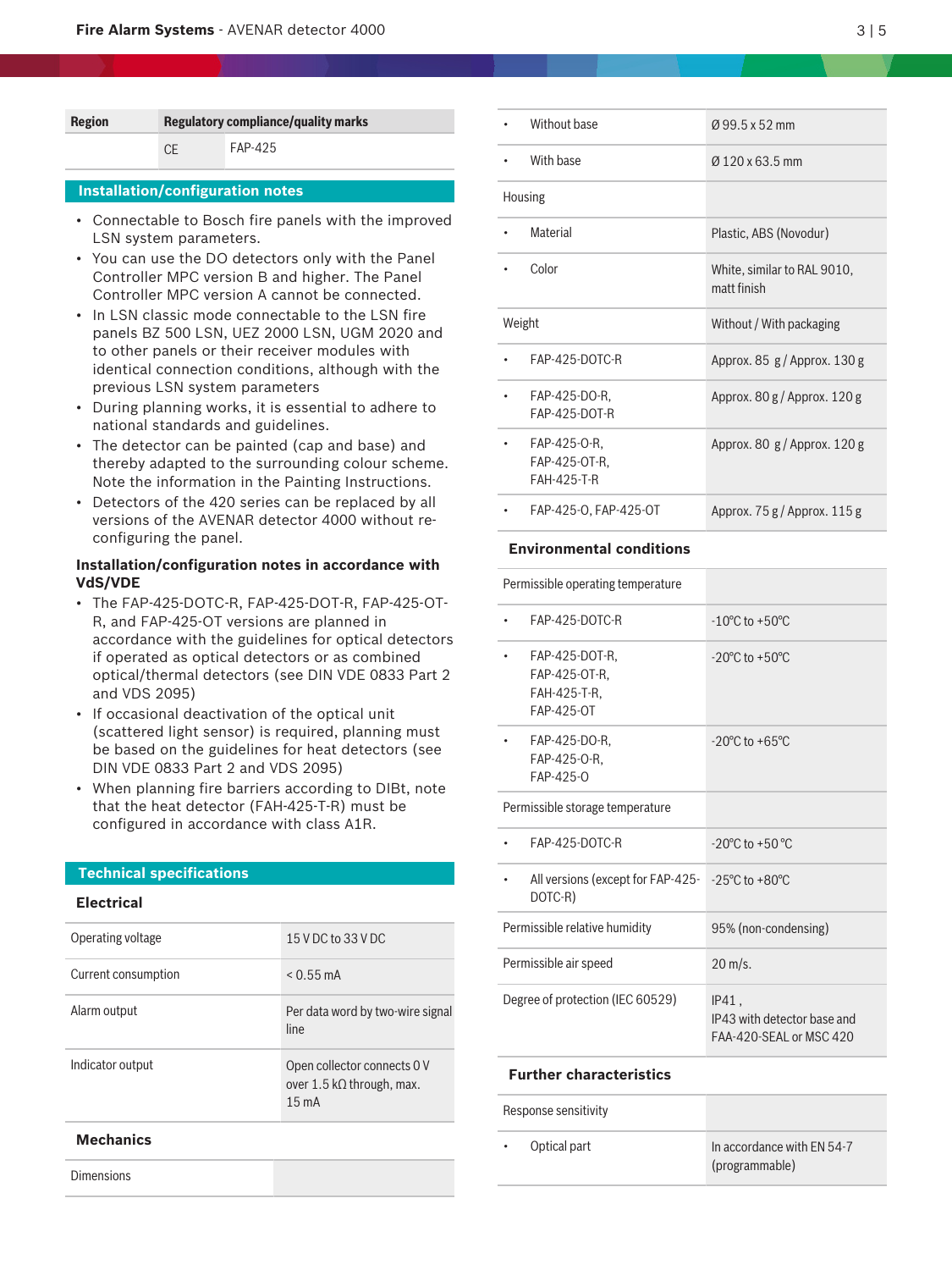| Region | Regulatory compliance/quality marks | |
|---|---|---|
| | CE | FAP-425 |

## Installation/configuration notes

- Connectable to Bosch fire panels with the improved LSN system parameters.
- You can use the DO detectors only with the Panel Controller MPC version B and higher. The Panel Controller MPC version A cannot be connected.
- In LSN classic mode connectable to the LSN fire panels BZ 500 LSN, UEZ 2000 LSN, UGM 2020 and to other panels or their receiver modules with identical connection conditions, although with the previous LSN system parameters
- During planning works, it is essential to adhere to national standards and guidelines.
- The detector can be painted (cap and base) and thereby adapted to the surrounding colour scheme. Note the information in the Painting Instructions.
- Detectors of the 420 series can be replaced by all versions of the AVENAR detector 4000 without re-configuring the panel.

### Installation/configuration notes in accordance with VdS/VDE

- The FAP-425-DOTC-R, FAP-425-DOT-R, FAP-425-OT-R, and FAP-425-OT versions are planned in accordance with the guidelines for optical detectors if operated as optical detectors or as combined optical/thermal detectors (see DIN VDE 0833 Part 2 and VDS 2095)
- If occasional deactivation of the optical unit (scattered light sensor) is required, planning must be based on the guidelines for heat detectors (see DIN VDE 0833 Part 2 and VDS 2095)
- When planning fire barriers according to DIBt, note that the heat detector (FAH-425-T-R) must be configured in accordance with class A1R.

## Technical specifications

### Electrical

| | |
|---|---|
| Operating voltage | 15 V DC to 33 V DC |
| Current consumption | < 0.55 mA |
| Alarm output | Per data word by two-wire signal line |
| Indicator output | Open collector connects 0 V over 1.5 kΩ through, max. 15 mA |

### Mechanics

| | |
|---|---|
| Dimensions | |
| • Without base | Ø 99.5 x 52 mm |
| • With base | Ø 120 x 63.5 mm |
| Housing | |
| • Material | Plastic, ABS (Novodur) |
| • Color | White, similar to RAL 9010, matt finish |
| Weight | Without / With packaging |
| • FAP-425-DOTC-R | Approx. 85 g / Approx. 130 g |
| • FAP-425-DO-R, FAP-425-DOT-R | Approx. 80 g / Approx. 120 g |
| • FAP-425-O-R, FAP-425-OT-R, FAH-425-T-R | Approx. 80 g / Approx. 120 g |
| • FAP-425-O, FAP-425-OT | Approx. 75 g / Approx. 115 g |

### Environmental conditions

| | |
|---|---|
| Permissible operating temperature | |
| • FAP-425-DOTC-R | -10°C to +50°C |
| • FAP-425-DOT-R, FAP-425-OT-R, FAH-425-T-R, FAP-425-OT | -20°C to +50°C |
| • FAP-425-DO-R, FAP-425-O-R, FAP-425-O | -20°C to +65°C |
| Permissible storage temperature | |
| • FAP-425-DOTC-R | -20°C to +50 °C |
| • All versions (except for FAP-425-DOTC-R) | -25°C to +80°C |
| Permissible relative humidity | 95% (non-condensing) |
| Permissible air speed | 20 m/s. |
| Degree of protection (IEC 60529) | IP41 , IP43 with detector base and FAA-420-SEAL or MSC 420 |

### Further characteristics

| | |
|---|---|
| Response sensitivity | |
| • Optical part | In accordance with EN 54-7 (programmable) |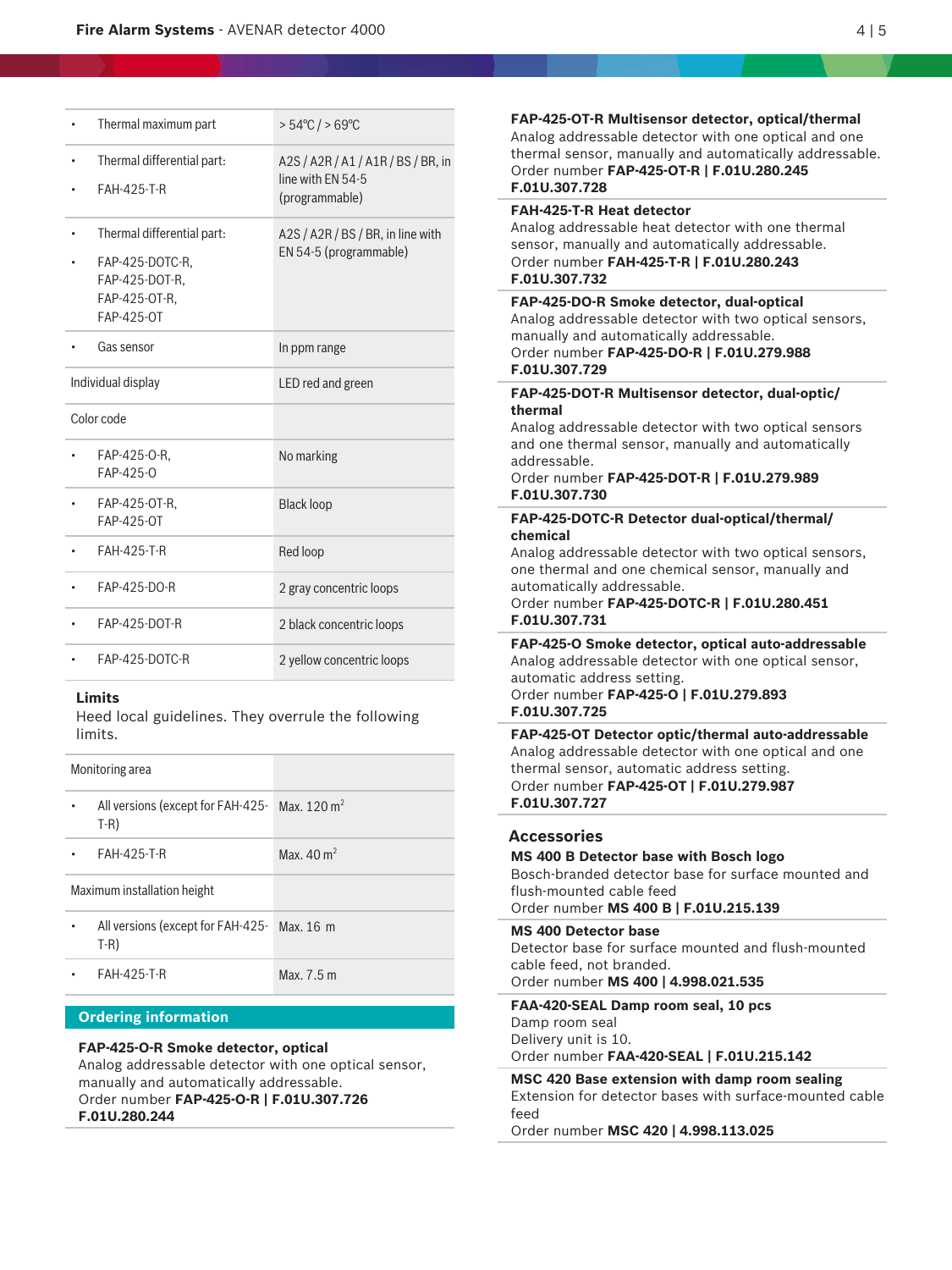| | |
|---|---|
| • Thermal maximum part | > 54°C / > 69°C |
| • Thermal differential part:<br>• FAH-425-T-R | A2S / A2R / A1 / A1R / BS / BR, in line with EN 54-5 (programmable) |
| • Thermal differential part:<br>• FAP-425-DOTC-R, FAP-425-DOT-R, FAP-425-OT-R, FAP-425-OT | A2S / A2R / BS / BR, in line with EN 54-5 (programmable) |
| • Gas sensor | In ppm range |
| Individual display | LED red and green |
| Color code | |
| • FAP-425-O-R, FAP-425-O | No marking |
| • FAP-425-OT-R, FAP-425-OT | Black loop |
| • FAH-425-T-R | Red loop |
| • FAP-425-DO-R | 2 gray concentric loops |
| • FAP-425-DOT-R | 2 black concentric loops |
| • FAP-425-DOTC-R | 2 yellow concentric loops |

### Limits

Heed local guidelines. They overrule the following limits.

| | |
|---|---|
| Monitoring area | |
| • All versions (except for FAH-425-T-R) | Max. 120 m² |
| • FAH-425-T-R | Max. 40 m² |
| Maximum installation height | |
| • All versions (except for FAH-425-T-R) | Max. 16 m |
| • FAH-425-T-R | Max. 7.5 m |

## Ordering information

**FAP-425-O-R Smoke detector, optical**
Analog addressable detector with one optical sensor, manually and automatically addressable.
Order number **FAP-425-O-R | F.01U.307.726 F.01U.280.244**

**FAP-425-OT-R Multisensor detector, optical/thermal**
Analog addressable detector with one optical and one thermal sensor, manually and automatically addressable.
Order number **FAP-425-OT-R | F.01U.280.245 F.01U.307.728**

**FAH-425-T-R Heat detector**
Analog addressable heat detector with one thermal sensor, manually and automatically addressable.
Order number **FAH-425-T-R | F.01U.280.243 F.01U.307.732**

**FAP-425-DO-R Smoke detector, dual-optical**
Analog addressable detector with two optical sensors, manually and automatically addressable.
Order number **FAP-425-DO-R | F.01U.279.988 F.01U.307.729**

**FAP-425-DOT-R Multisensor detector, dual-optic/ thermal**
Analog addressable detector with two optical sensors and one thermal sensor, manually and automatically addressable.
Order number **FAP-425-DOT-R | F.01U.279.989 F.01U.307.730**

**FAP-425-DOTC-R Detector dual-optical/thermal/ chemical**
Analog addressable detector with two optical sensors, one thermal and one chemical sensor, manually and automatically addressable.
Order number **FAP-425-DOTC-R | F.01U.280.451 F.01U.307.731**

**FAP-425-O Smoke detector, optical auto-addressable**
Analog addressable detector with one optical sensor, automatic address setting.
Order number **FAP-425-O | F.01U.279.893 F.01U.307.725**

**FAP-425-OT Detector optic/thermal auto-addressable**
Analog addressable detector with one optical and one thermal sensor, automatic address setting.
Order number **FAP-425-OT | F.01U.279.987 F.01U.307.727**

### Accessories

**MS 400 B Detector base with Bosch logo**
Bosch-branded detector base for surface mounted and flush-mounted cable feed
Order number **MS 400 B | F.01U.215.139**

**MS 400 Detector base**
Detector base for surface mounted and flush-mounted cable feed, not branded.
Order number **MS 400 | 4.998.021.535**

**FAA-420-SEAL Damp room seal, 10 pcs**
Damp room seal
Delivery unit is 10.
Order number **FAA-420-SEAL | F.01U.215.142**

**MSC 420 Base extension with damp room sealing**
Extension for detector bases with surface-mounted cable feed
Order number **MSC 420 | 4.998.113.025**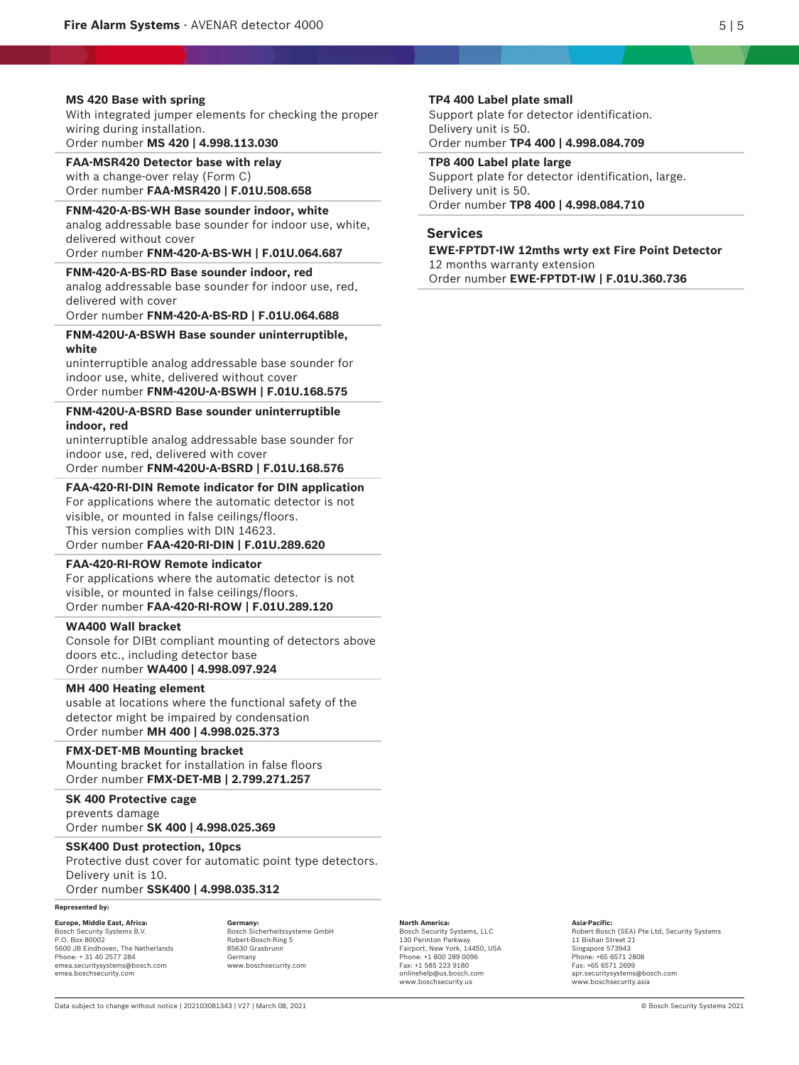**MS 420 Base with spring**
With integrated jumper elements for checking the proper wiring during installation.
Order number **MS 420 | 4.998.113.030**

**FAA-MSR420 Detector base with relay**
with a change-over relay (Form C)
Order number **FAA-MSR420 | F.01U.508.658**

**FNM-420-A-BS-WH Base sounder indoor, white**
analog addressable base sounder for indoor use, white, delivered without cover
Order number **FNM-420-A-BS-WH | F.01U.064.687**

**FNM-420-A-BS-RD Base sounder indoor, red**
analog addressable base sounder for indoor use, red, delivered with cover
Order number **FNM-420-A-BS-RD | F.01U.064.688**

**FNM-420U-A-BSWH Base sounder uninterruptible, white**
uninterruptible analog addressable base sounder for indoor use, white, delivered without cover
Order number **FNM-420U-A-BSWH | F.01U.168.575**

**FNM-420U-A-BSRD Base sounder uninterruptible indoor, red**
uninterruptible analog addressable base sounder for indoor use, red, delivered with cover
Order number **FNM-420U-A-BSRD | F.01U.168.576**

**FAA-420-RI-DIN Remote indicator for DIN application**
For applications where the automatic detector is not visible, or mounted in false ceilings/floors.
This version complies with DIN 14623.
Order number **FAA-420-RI-DIN | F.01U.289.620**

**FAA-420-RI-ROW Remote indicator**
For applications where the automatic detector is not visible, or mounted in false ceilings/floors.
Order number **FAA-420-RI-ROW | F.01U.289.120**

**WA400 Wall bracket**
Console for DIBt compliant mounting of detectors above doors etc., including detector base
Order number **WA400 | 4.998.097.924**

**MH 400 Heating element**
usable at locations where the functional safety of the detector might be impaired by condensation
Order number **MH 400 | 4.998.025.373**

**FMX-DET-MB Mounting bracket**
Mounting bracket for installation in false floors
Order number **FMX-DET-MB | 2.799.271.257**

**SK 400 Protective cage**
prevents damage
Order number **SK 400 | 4.998.025.369**

**SSK400 Dust protection, 10pcs**
Protective dust cover for automatic point type detectors.
Delivery unit is 10.
Order number **SSK400 | 4.998.035.312**

**TP4 400 Label plate small**
Support plate for detector identification.
Delivery unit is 50.
Order number **TP4 400 | 4.998.084.709**

**TP8 400 Label plate large**
Support plate for detector identification, large.
Delivery unit is 50.
Order number **TP8 400 | 4.998.084.710**

## Services

**EWE-FPTDT-IW 12mths wrty ext Fire Point Detector**
12 months warranty extension
Order number **EWE-FPTDT-IW | F.01U.360.736**

**Represented by:**

**Europe, Middle East, Africa:**
Bosch Security Systems B.V.
P.O. Box 80002
5600 JB Eindhoven, The Netherlands
Phone: + 31 40 2577 284
emea.securitysystems@bosch.com
emea.boschsecurity.com

**Germany:**
Bosch Sicherheitssysteme GmbH
Robert-Bosch-Ring 5
85630 Grasbrunn
Germany
www.boschsecurity.com

**North America:**
Bosch Security Systems, LLC
130 Perinton Parkway
Fairport, New York, 14450, USA
Phone: +1 800 289 0096
Fax: +1 585 223 9180
onlinehelp@us.bosch.com
www.boschsecurity.us

**Asia-Pacific:**
Robert Bosch (SEA) Pte Ltd, Security Systems
11 Bishan Street 21
Singapore 573943
Phone: +65 6571 2808
Fax: +65 6571 2699
apr.securitysystems@bosch.com
www.boschsecurity.asia

Data subject to change without notice | 202103081343 | V27 | March 08, 2021

© Bosch Security Systems 2021